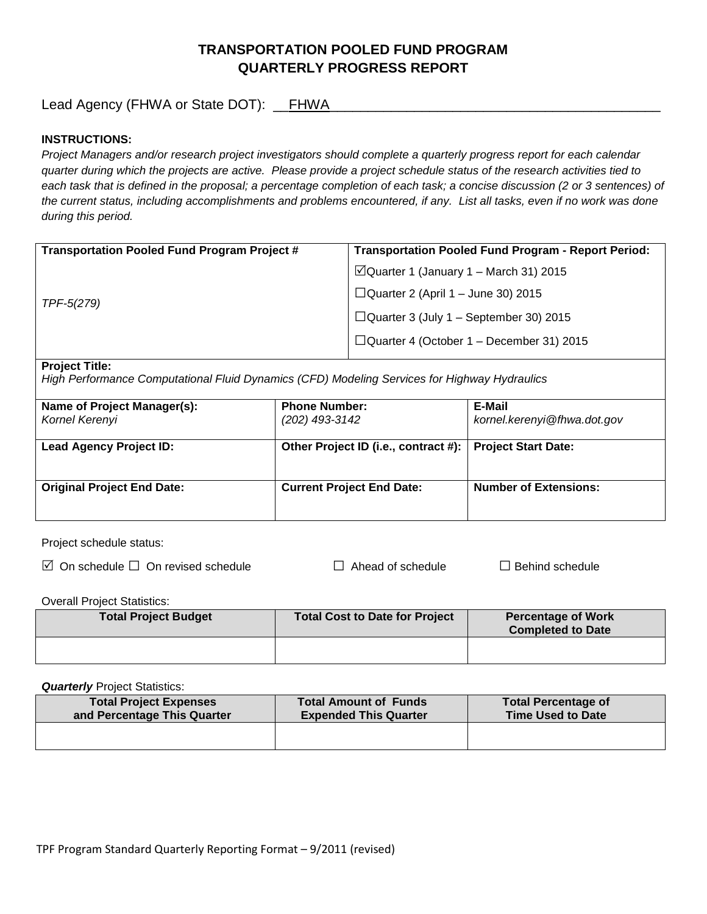# TRANSPORTATION POOLED FUND PROGRAM
# QUARTERLY PROGRESS REPORT

Lead Agency (FHWA or State DOT): FHWA

**INSTRUCTIONS:**

*Project Managers and/or research project investigators should complete a quarterly progress report for each calendar quarter during which the projects are active. Please provide a project schedule status of the research activities tied to each task that is defined in the proposal; a percentage completion of each task; a concise discussion (2 or 3 sentences) of the current status, including accomplishments and problems encountered, if any. List all tasks, even if no work was done during this period.*

| Transportation Pooled Fund Program Project # | Transportation Pooled Fund Program - Report Period: |
|---|---|
| *TPF-5(279)* | ☑Quarter 1 (January 1 – March 31) 2015<br>☐Quarter 2 (April 1 – June 30) 2015<br>☐Quarter 3 (July 1 – September 30) 2015<br>☐Quarter 4 (October 1 – December 31) 2015 |

**Project Title:**
*High Performance Computational Fluid Dynamics (CFD) Modeling Services for Highway Hydraulics*

| **Name of Project Manager(s):** | **Phone Number:** | **E-Mail** |
|---|---|---|
| *Kornel Kerenyi* | *(202) 493-3142* | *kornel.kerenyi@fhwa.dot.gov* |
| **Lead Agency Project ID:** | **Other Project ID (i.e., contract #):** | **Project Start Date:** |
| | | |
| **Original Project End Date:** | **Current Project End Date:** | **Number of Extensions:** |
| | | |

Project schedule status:

☑ On schedule ☐ On revised schedule ☐ Ahead of schedule ☐ Behind schedule

Overall Project Statistics:

| Total Project Budget | Total Cost to Date for Project | Percentage of Work Completed to Date |
|---|---|---|
| | | |

***Quarterly*** Project Statistics:

| Total Project Expenses and Percentage This Quarter | Total Amount of Funds Expended This Quarter | Total Percentage of Time Used to Date |
|---|---|---|
| | | |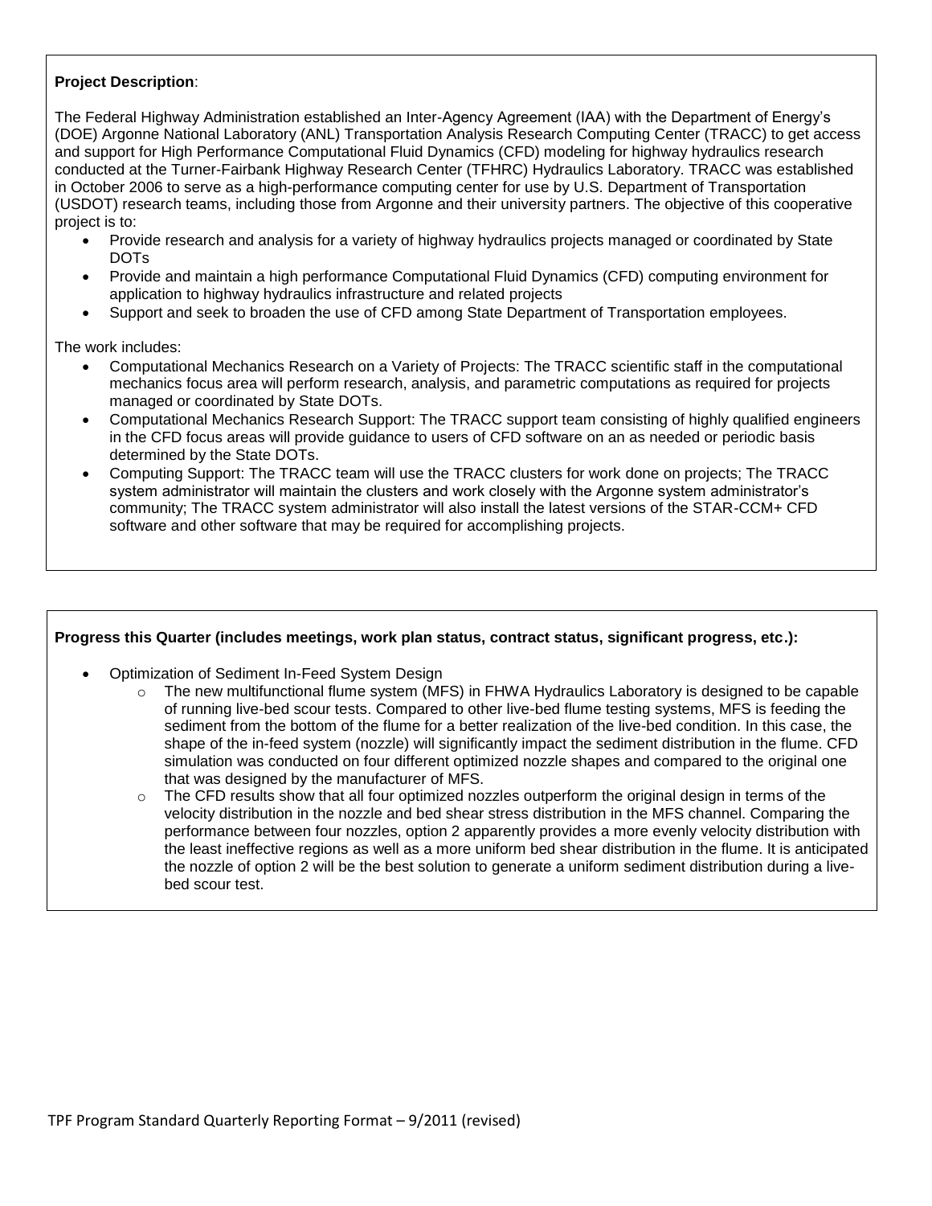**Project Description**:

The Federal Highway Administration established an Inter-Agency Agreement (IAA) with the Department of Energy's (DOE) Argonne National Laboratory (ANL) Transportation Analysis Research Computing Center (TRACC) to get access and support for High Performance Computational Fluid Dynamics (CFD) modeling for highway hydraulics research conducted at the Turner-Fairbank Highway Research Center (TFHRC) Hydraulics Laboratory. TRACC was established in October 2006 to serve as a high-performance computing center for use by U.S. Department of Transportation (USDOT) research teams, including those from Argonne and their university partners. The objective of this cooperative project is to:

- Provide research and analysis for a variety of highway hydraulics projects managed or coordinated by State DOTs
- Provide and maintain a high performance Computational Fluid Dynamics (CFD) computing environment for application to highway hydraulics infrastructure and related projects
- Support and seek to broaden the use of CFD among State Department of Transportation employees.

The work includes:

- Computational Mechanics Research on a Variety of Projects: The TRACC scientific staff in the computational mechanics focus area will perform research, analysis, and parametric computations as required for projects managed or coordinated by State DOTs.
- Computational Mechanics Research Support: The TRACC support team consisting of highly qualified engineers in the CFD focus areas will provide guidance to users of CFD software on an as needed or periodic basis determined by the State DOTs.
- Computing Support: The TRACC team will use the TRACC clusters for work done on projects; The TRACC system administrator will maintain the clusters and work closely with the Argonne system administrator's community; The TRACC system administrator will also install the latest versions of the STAR-CCM+ CFD software and other software that may be required for accomplishing projects.

**Progress this Quarter (includes meetings, work plan status, contract status, significant progress, etc.):**

- Optimization of Sediment In-Feed System Design
    - The new multifunctional flume system (MFS) in FHWA Hydraulics Laboratory is designed to be capable of running live-bed scour tests. Compared to other live-bed flume testing systems, MFS is feeding the sediment from the bottom of the flume for a better realization of the live-bed condition. In this case, the shape of the in-feed system (nozzle) will significantly impact the sediment distribution in the flume. CFD simulation was conducted on four different optimized nozzle shapes and compared to the original one that was designed by the manufacturer of MFS.
    - The CFD results show that all four optimized nozzles outperform the original design in terms of the velocity distribution in the nozzle and bed shear stress distribution in the MFS channel. Comparing the performance between four nozzles, option 2 apparently provides a more evenly velocity distribution with the least ineffective regions as well as a more uniform bed shear distribution in the flume. It is anticipated the nozzle of option 2 will be the best solution to generate a uniform sediment distribution during a live-bed scour test.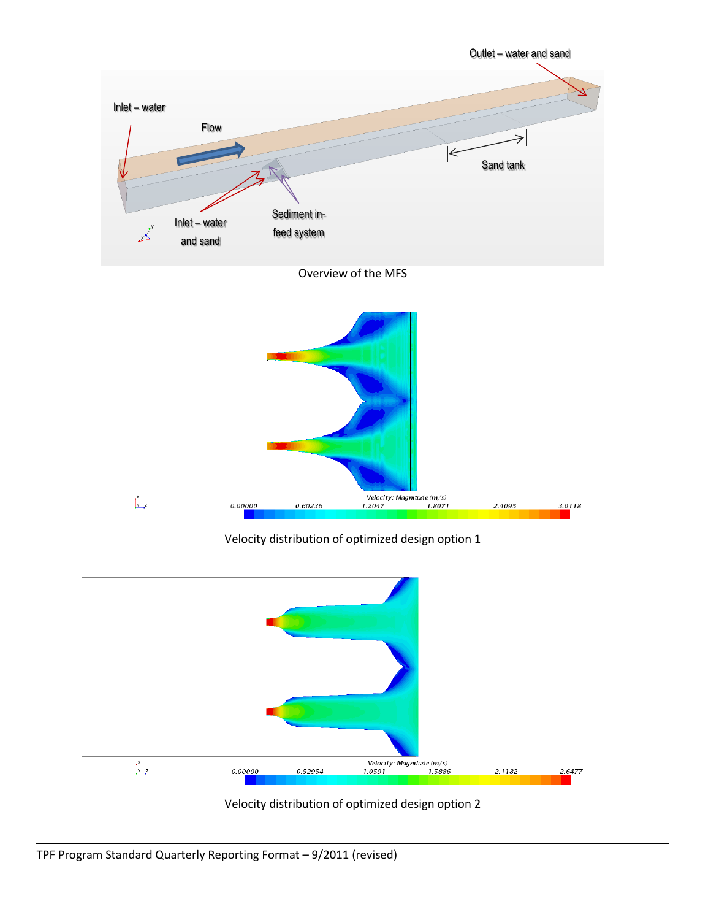Overview of the MFS

Velocity distribution of optimized design option 1

Velocity distribution of optimized design option 2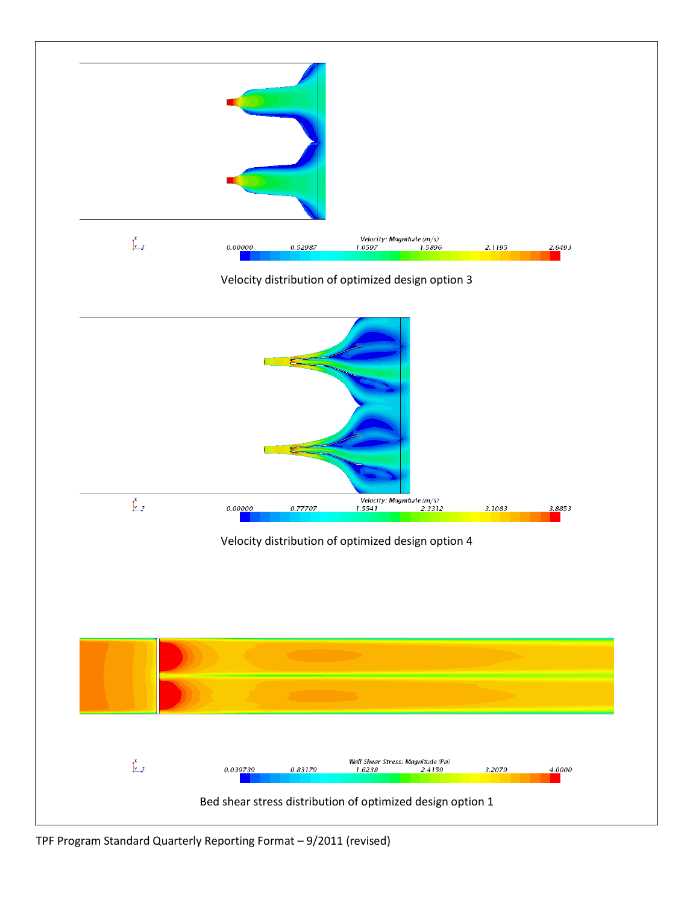Velocity distribution of optimized design option 3

Velocity distribution of optimized design option 4

Bed shear stress distribution of optimized design option 1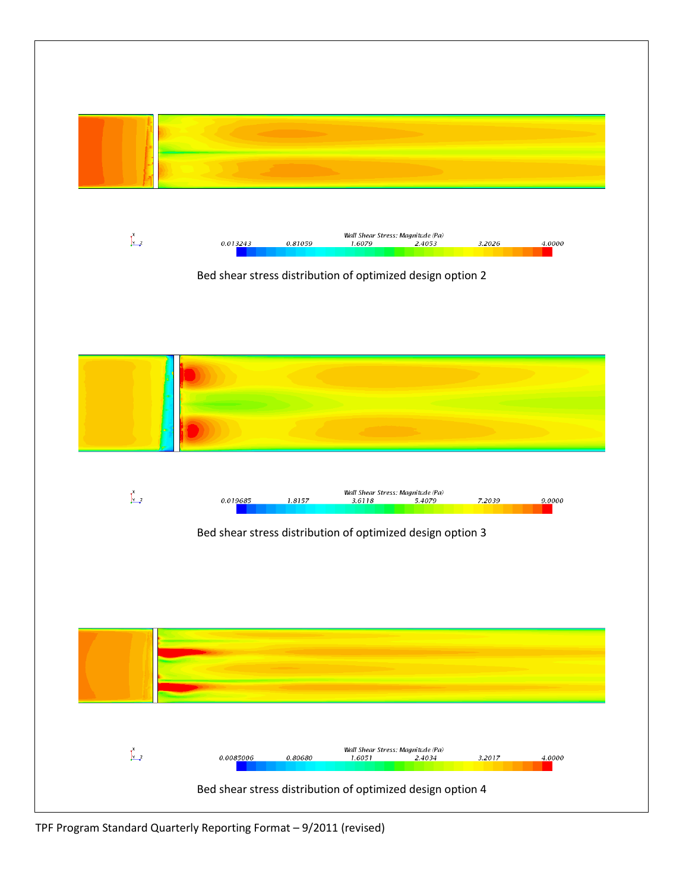Bed shear stress distribution of optimized design option 2

Bed shear stress distribution of optimized design option 3

Bed shear stress distribution of optimized design option 4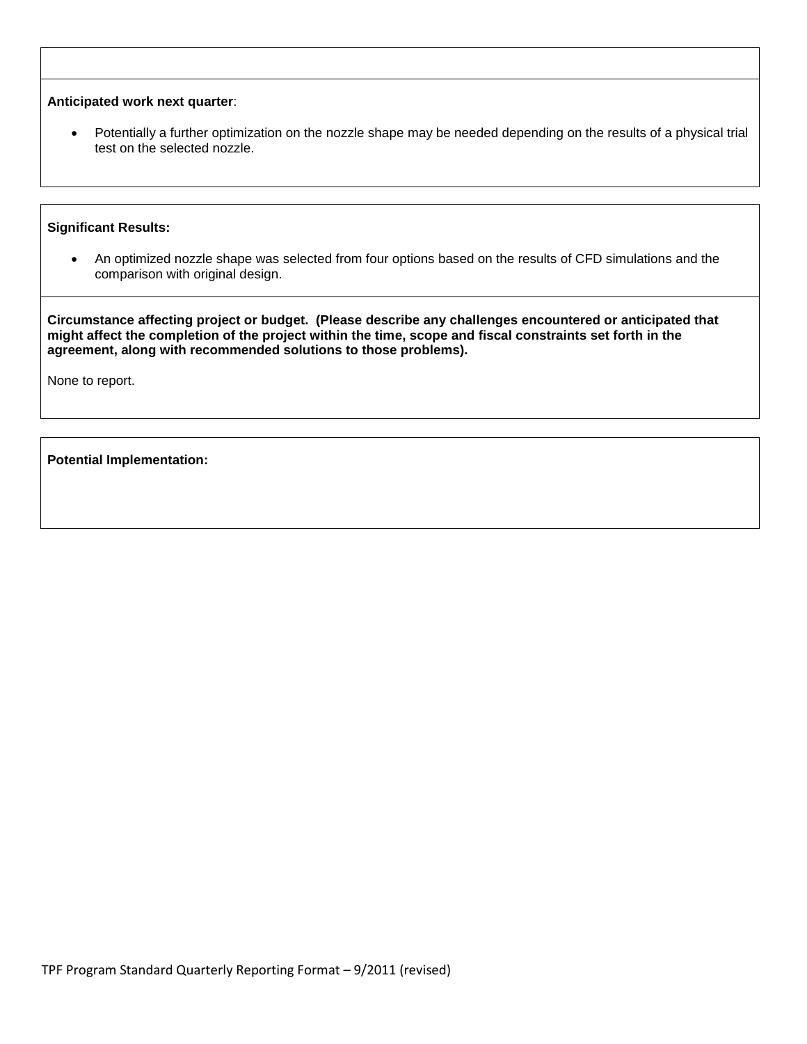**Anticipated work next quarter**:

- Potentially a further optimization on the nozzle shape may be needed depending on the results of a physical trial test on the selected nozzle.

**Significant Results:**

- An optimized nozzle shape was selected from four options based on the results of CFD simulations and the comparison with original design.

**Circumstance affecting project or budget. (Please describe any challenges encountered or anticipated that might affect the completion of the project within the time, scope and fiscal constraints set forth in the agreement, along with recommended solutions to those problems).**

None to report.

**Potential Implementation:**